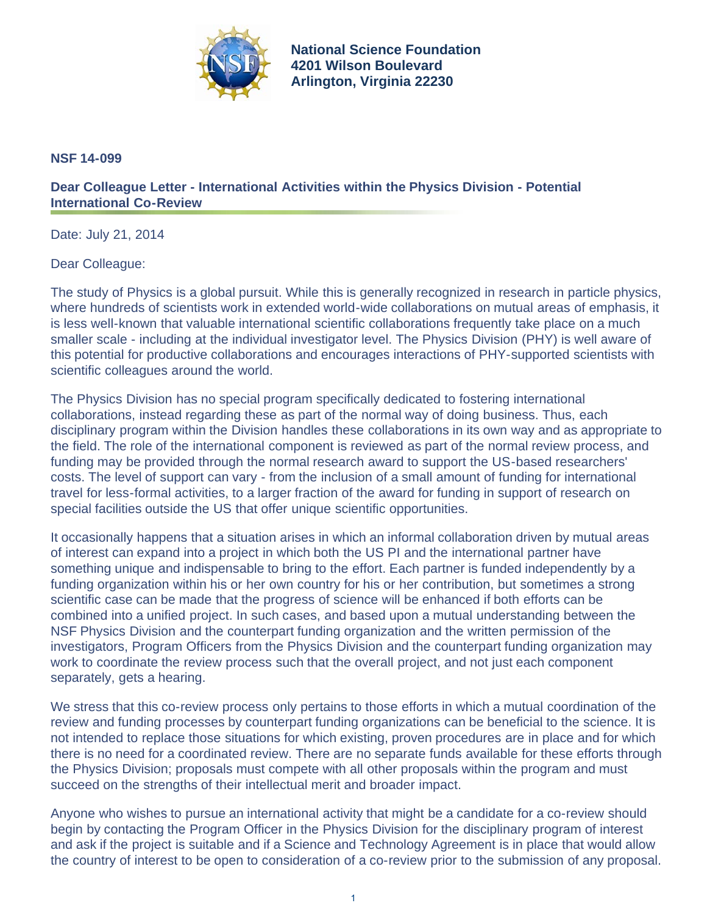**National Science Foundation**
**4201 Wilson Boulevard**
**Arlington, Virginia 22230**

**NSF 14-099**

## Dear Colleague Letter - International Activities within the Physics Division - Potential International Co-Review

Date: July 21, 2014

Dear Colleague:

The study of Physics is a global pursuit. While this is generally recognized in research in particle physics, where hundreds of scientists work in extended world-wide collaborations on mutual areas of emphasis, it is less well-known that valuable international scientific collaborations frequently take place on a much smaller scale - including at the individual investigator level. The Physics Division (PHY) is well aware of this potential for productive collaborations and encourages interactions of PHY-supported scientists with scientific colleagues around the world.

The Physics Division has no special program specifically dedicated to fostering international collaborations, instead regarding these as part of the normal way of doing business. Thus, each disciplinary program within the Division handles these collaborations in its own way and as appropriate to the field. The role of the international component is reviewed as part of the normal review process, and funding may be provided through the normal research award to support the US-based researchers' costs. The level of support can vary - from the inclusion of a small amount of funding for international travel for less-formal activities, to a larger fraction of the award for funding in support of research on special facilities outside the US that offer unique scientific opportunities.

It occasionally happens that a situation arises in which an informal collaboration driven by mutual areas of interest can expand into a project in which both the US PI and the international partner have something unique and indispensable to bring to the effort. Each partner is funded independently by a funding organization within his or her own country for his or her contribution, but sometimes a strong scientific case can be made that the progress of science will be enhanced if both efforts can be combined into a unified project. In such cases, and based upon a mutual understanding between the NSF Physics Division and the counterpart funding organization and the written permission of the investigators, Program Officers from the Physics Division and the counterpart funding organization may work to coordinate the review process such that the overall project, and not just each component separately, gets a hearing.

We stress that this co-review process only pertains to those efforts in which a mutual coordination of the review and funding processes by counterpart funding organizations can be beneficial to the science. It is not intended to replace those situations for which existing, proven procedures are in place and for which there is no need for a coordinated review. There are no separate funds available for these efforts through the Physics Division; proposals must compete with all other proposals within the program and must succeed on the strengths of their intellectual merit and broader impact.

Anyone who wishes to pursue an international activity that might be a candidate for a co-review should begin by contacting the Program Officer in the Physics Division for the disciplinary program of interest and ask if the project is suitable and if a Science and Technology Agreement is in place that would allow the country of interest to be open to consideration of a co-review prior to the submission of any proposal.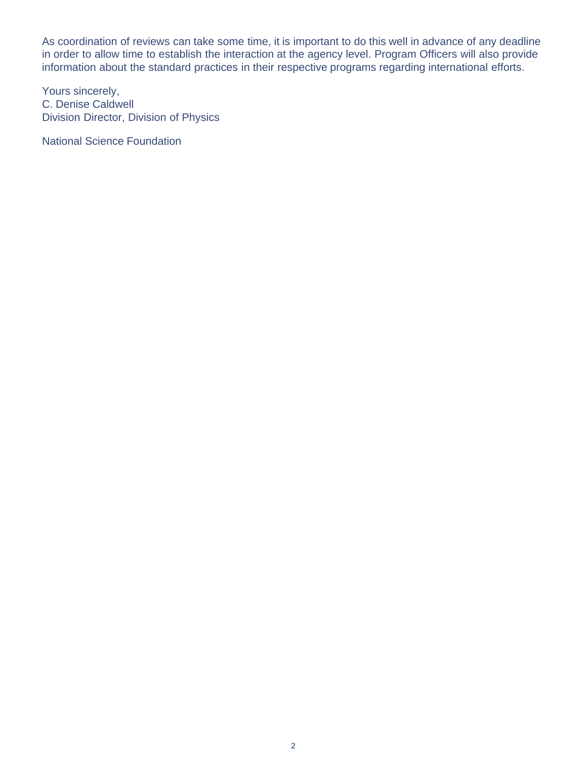As coordination of reviews can take some time, it is important to do this well in advance of any deadline in order to allow time to establish the interaction at the agency level. Program Officers will also provide information about the standard practices in their respective programs regarding international efforts.

Yours sincerely,
C. Denise Caldwell
Division Director, Division of Physics

National Science Foundation